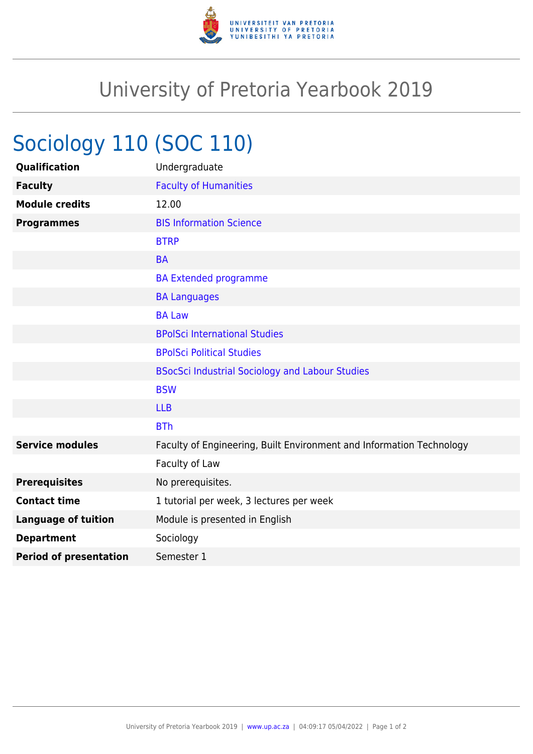# University of Pretoria Yearbook 2019

## Sociology 110 (SOC 110)

| | |
|---|---|
| **Qualification** | Undergraduate |
| **Faculty** | Faculty of Humanities |
| **Module credits** | 12.00 |
| **Programmes** | BIS Information Science |
| | BTRP |
| | BA |
| | BA Extended programme |
| | BA Languages |
| | BA Law |
| | BPolSci International Studies |
| | BPolSci Political Studies |
| | BSocSci Industrial Sociology and Labour Studies |
| | BSW |
| | LLB |
| | BTh |
| **Service modules** | Faculty of Engineering, Built Environment and Information Technology |
| | Faculty of Law |
| **Prerequisites** | No prerequisites. |
| **Contact time** | 1 tutorial per week, 3 lectures per week |
| **Language of tuition** | Module is presented in English |
| **Department** | Sociology |
| **Period of presentation** | Semester 1 |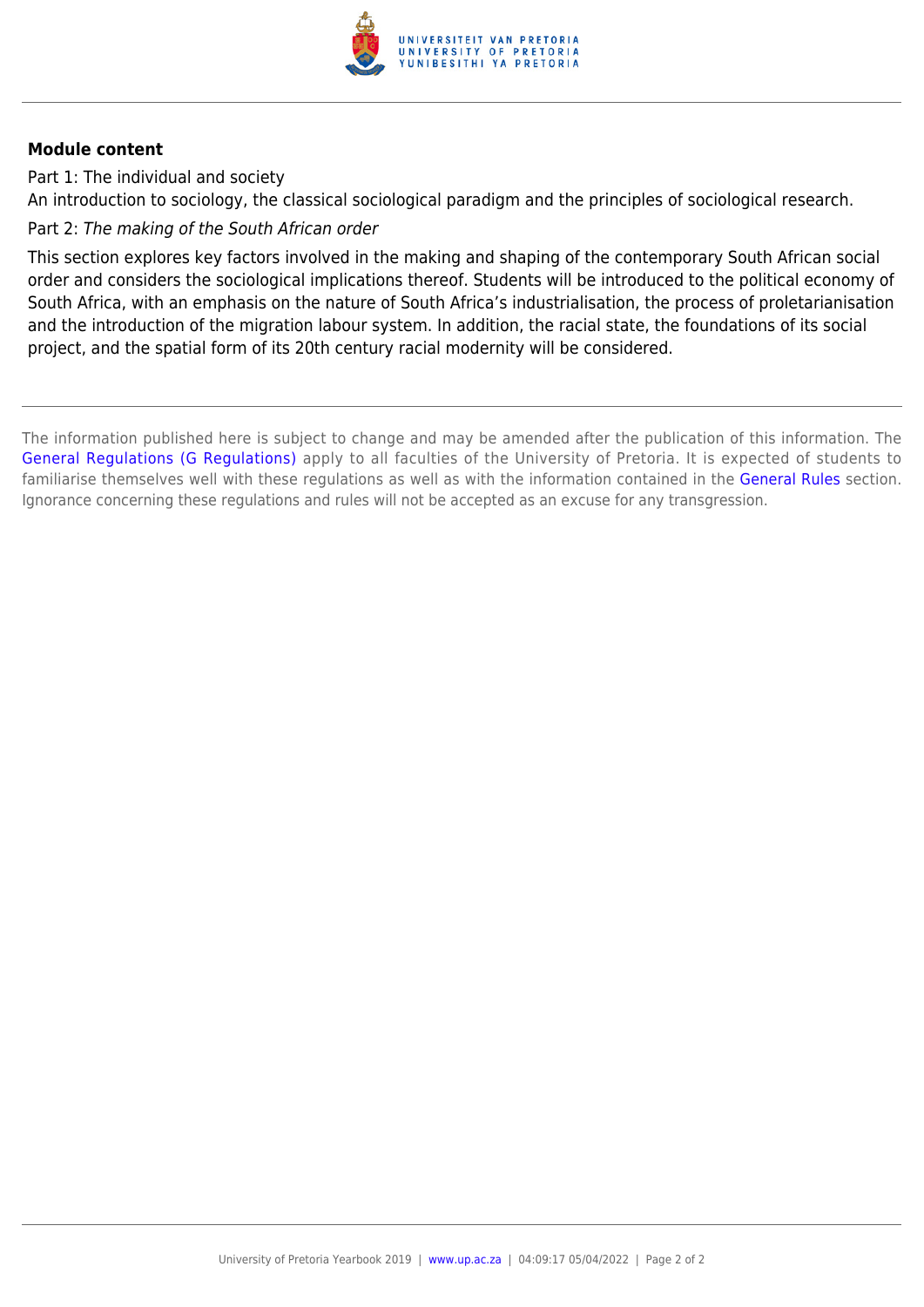**Module content**

Part 1: The individual and society

An introduction to sociology, the classical sociological paradigm and the principles of sociological research.

Part 2: *The making of the South African order*

This section explores key factors involved in the making and shaping of the contemporary South African social order and considers the sociological implications thereof. Students will be introduced to the political economy of South Africa, with an emphasis on the nature of South Africa's industrialisation, the process of proletarianisation and the introduction of the migration labour system. In addition, the racial state, the foundations of its social project, and the spatial form of its 20th century racial modernity will be considered.

---

The information published here is subject to change and may be amended after the publication of this information. The General Regulations (G Regulations) apply to all faculties of the University of Pretoria. It is expected of students to familiarise themselves well with these regulations as well as with the information contained in the General Rules section. Ignorance concerning these regulations and rules will not be accepted as an excuse for any transgression.